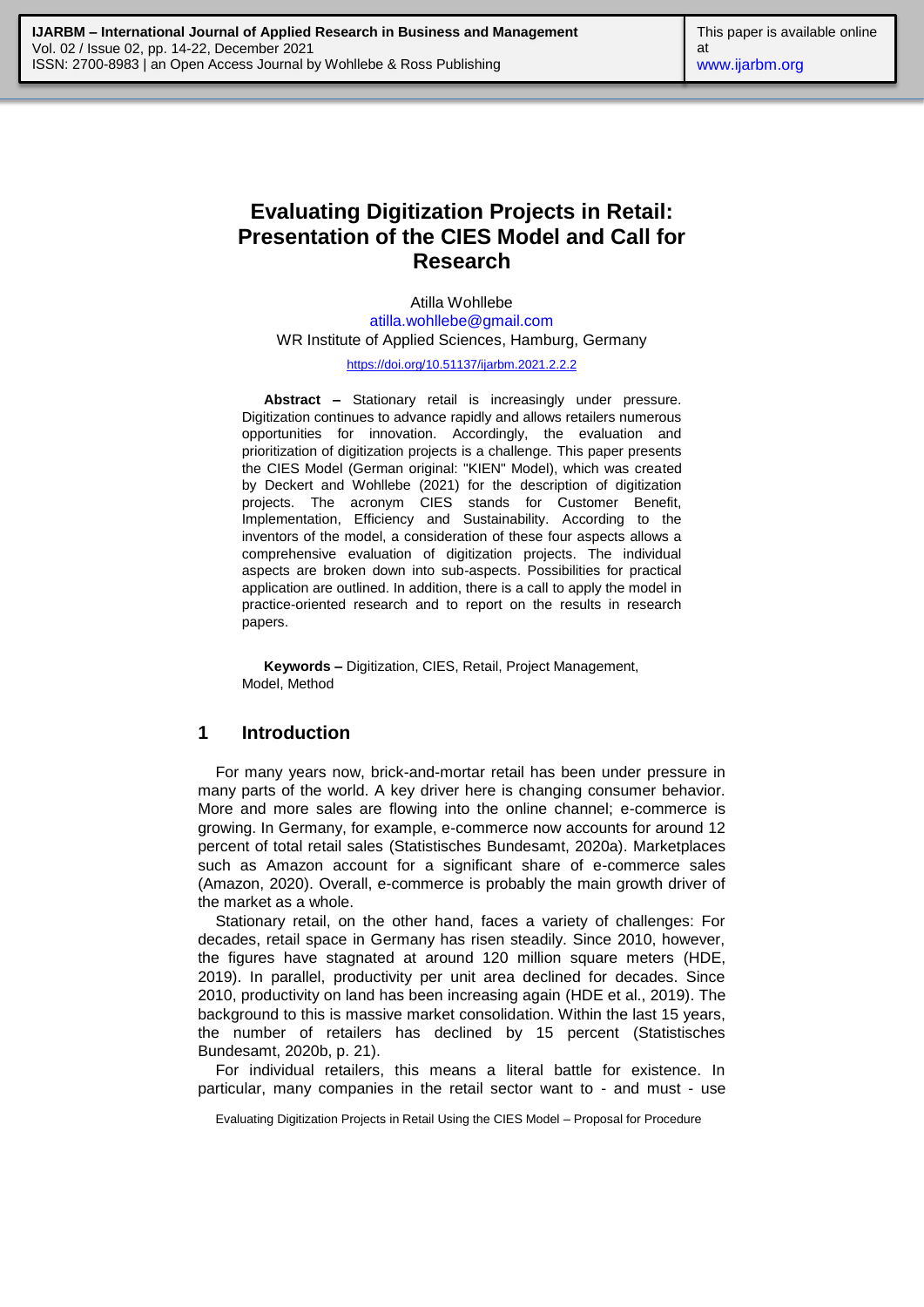# Evaluating Digitization Projects in Retail: Presentation of the CIES Model and Call for Research

Atilla Wohllebe
atilla.wohllebe@gmail.com
WR Institute of Applied Sciences, Hamburg, Germany

https://doi.org/10.51137/ijarbm.2021.2.2.2

**Abstract –** Stationary retail is increasingly under pressure. Digitization continues to advance rapidly and allows retailers numerous opportunities for innovation. Accordingly, the evaluation and prioritization of digitization projects is a challenge. This paper presents the CIES Model (German original: "KIEN" Model), which was created by Deckert and Wohllebe (2021) for the description of digitization projects. The acronym CIES stands for Customer Benefit, Implementation, Efficiency and Sustainability. According to the inventors of the model, a consideration of these four aspects allows a comprehensive evaluation of digitization projects. The individual aspects are broken down into sub-aspects. Possibilities for practical application are outlined. In addition, there is a call to apply the model in practice-oriented research and to report on the results in research papers.

**Keywords –** Digitization, CIES, Retail, Project Management, Model, Method

## 1 Introduction

For many years now, brick-and-mortar retail has been under pressure in many parts of the world. A key driver here is changing consumer behavior. More and more sales are flowing into the online channel; e-commerce is growing. In Germany, for example, e-commerce now accounts for around 12 percent of total retail sales (Statistisches Bundesamt, 2020a). Marketplaces such as Amazon account for a significant share of e-commerce sales (Amazon, 2020). Overall, e-commerce is probably the main growth driver of the market as a whole.

Stationary retail, on the other hand, faces a variety of challenges: For decades, retail space in Germany has risen steadily. Since 2010, however, the figures have stagnated at around 120 million square meters (HDE, 2019). In parallel, productivity per unit area declined for decades. Since 2010, productivity on land has been increasing again (HDE et al., 2019). The background to this is massive market consolidation. Within the last 15 years, the number of retailers has declined by 15 percent (Statistisches Bundesamt, 2020b, p. 21).

For individual retailers, this means a literal battle for existence. In particular, many companies in the retail sector want to - and must - use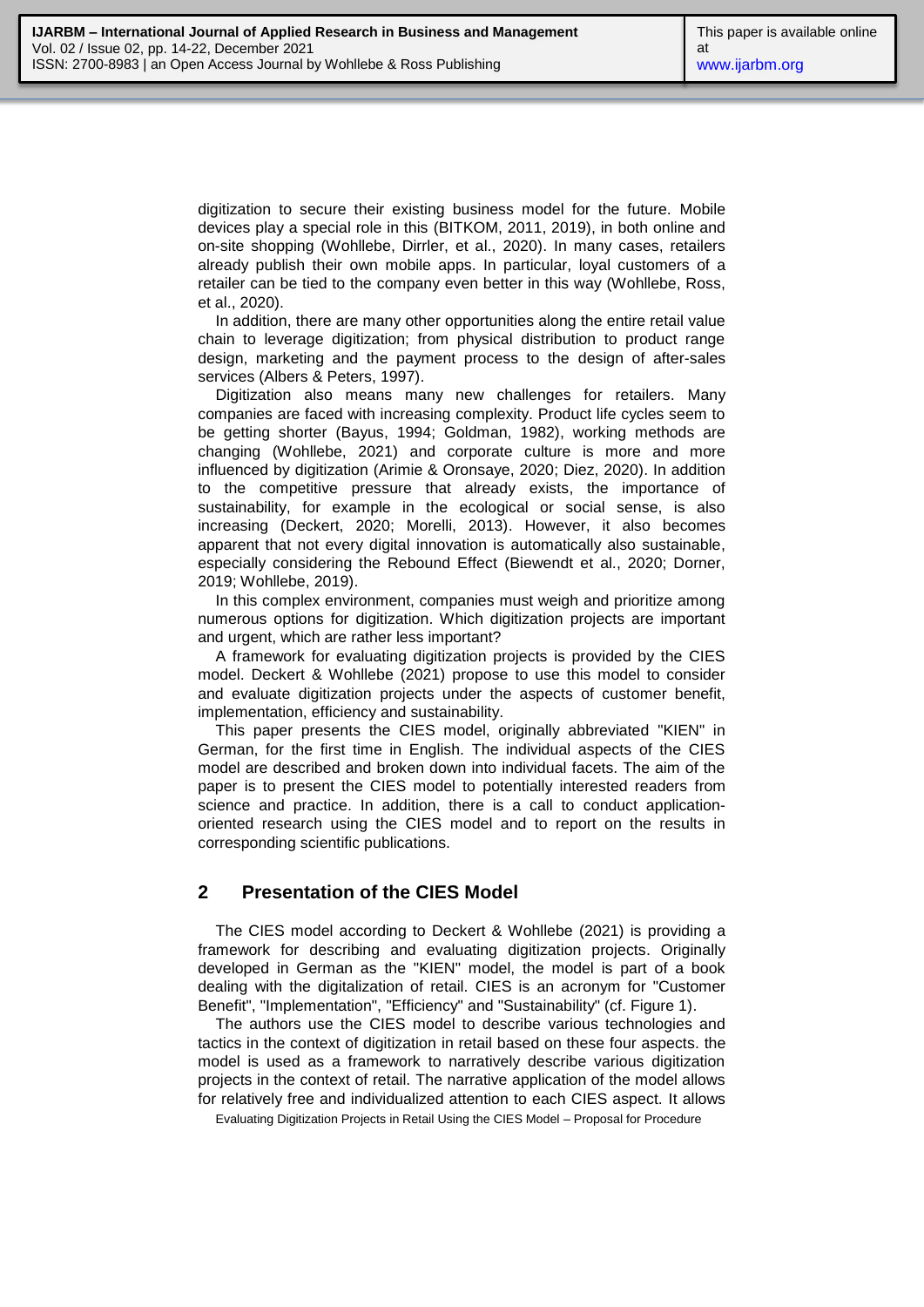digitization to secure their existing business model for the future. Mobile devices play a special role in this (BITKOM, 2011, 2019), in both online and on-site shopping (Wohllebe, Dirrler, et al., 2020). In many cases, retailers already publish their own mobile apps. In particular, loyal customers of a retailer can be tied to the company even better in this way (Wohllebe, Ross, et al., 2020).

In addition, there are many other opportunities along the entire retail value chain to leverage digitization; from physical distribution to product range design, marketing and the payment process to the design of after-sales services (Albers & Peters, 1997).

Digitization also means many new challenges for retailers. Many companies are faced with increasing complexity. Product life cycles seem to be getting shorter (Bayus, 1994; Goldman, 1982), working methods are changing (Wohllebe, 2021) and corporate culture is more and more influenced by digitization (Arimie & Oronsaye, 2020; Diez, 2020). In addition to the competitive pressure that already exists, the importance of sustainability, for example in the ecological or social sense, is also increasing (Deckert, 2020; Morelli, 2013). However, it also becomes apparent that not every digital innovation is automatically also sustainable, especially considering the Rebound Effect (Biewendt et al., 2020; Dorner, 2019; Wohllebe, 2019).

In this complex environment, companies must weigh and prioritize among numerous options for digitization. Which digitization projects are important and urgent, which are rather less important?

A framework for evaluating digitization projects is provided by the CIES model. Deckert & Wohllebe (2021) propose to use this model to consider and evaluate digitization projects under the aspects of customer benefit, implementation, efficiency and sustainability.

This paper presents the CIES model, originally abbreviated "KIEN" in German, for the first time in English. The individual aspects of the CIES model are described and broken down into individual facets. The aim of the paper is to present the CIES model to potentially interested readers from science and practice. In addition, there is a call to conduct application-oriented research using the CIES model and to report on the results in corresponding scientific publications.

## 2 Presentation of the CIES Model

The CIES model according to Deckert & Wohllebe (2021) is providing a framework for describing and evaluating digitization projects. Originally developed in German as the "KIEN" model, the model is part of a book dealing with the digitalization of retail. CIES is an acronym for "Customer Benefit", "Implementation", "Efficiency" and "Sustainability" (cf. Figure 1).

The authors use the CIES model to describe various technologies and tactics in the context of digitization in retail based on these four aspects. the model is used as a framework to narratively describe various digitization projects in the context of retail. The narrative application of the model allows for relatively free and individualized attention to each CIES aspect. It allows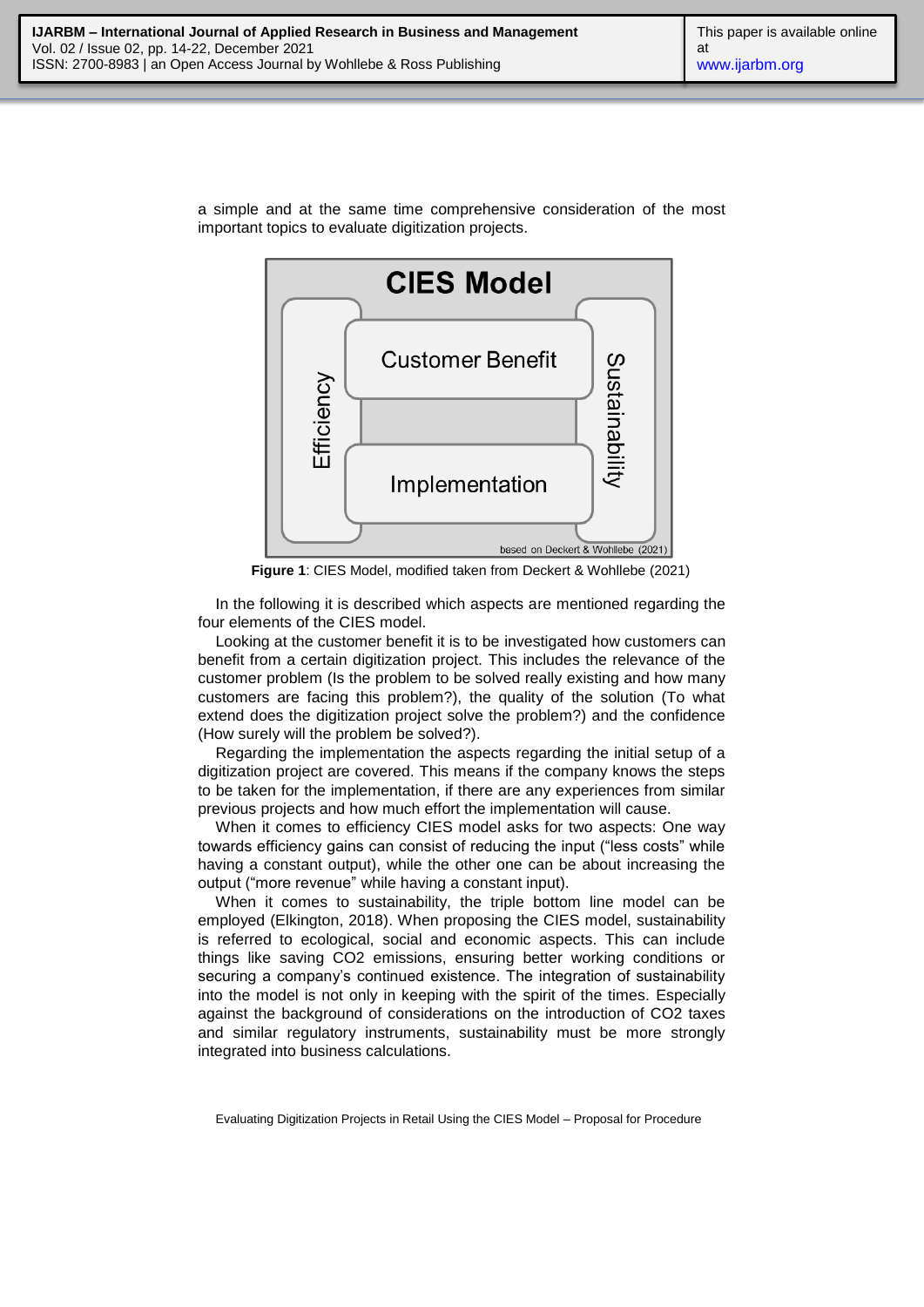a simple and at the same time comprehensive consideration of the most important topics to evaluate digitization projects.

**Figure 1**: CIES Model, modified taken from Deckert & Wohllebe (2021)

In the following it is described which aspects are mentioned regarding the four elements of the CIES model.

Looking at the customer benefit it is to be investigated how customers can benefit from a certain digitization project. This includes the relevance of the customer problem (Is the problem to be solved really existing and how many customers are facing this problem?), the quality of the solution (To what extend does the digitization project solve the problem?) and the confidence (How surely will the problem be solved?).

Regarding the implementation the aspects regarding the initial setup of a digitization project are covered. This means if the company knows the steps to be taken for the implementation, if there are any experiences from similar previous projects and how much effort the implementation will cause.

When it comes to efficiency CIES model asks for two aspects: One way towards efficiency gains can consist of reducing the input ("less costs" while having a constant output), while the other one can be about increasing the output ("more revenue" while having a constant input).

When it comes to sustainability, the triple bottom line model can be employed (Elkington, 2018). When proposing the CIES model, sustainability is referred to ecological, social and economic aspects. This can include things like saving $CO_2$ emissions, ensuring better working conditions or securing a company's continued existence. The integration of sustainability into the model is not only in keeping with the spirit of the times. Especially against the background of considerations on the introduction of $CO_2$ taxes and similar regulatory instruments, sustainability must be more strongly integrated into business calculations.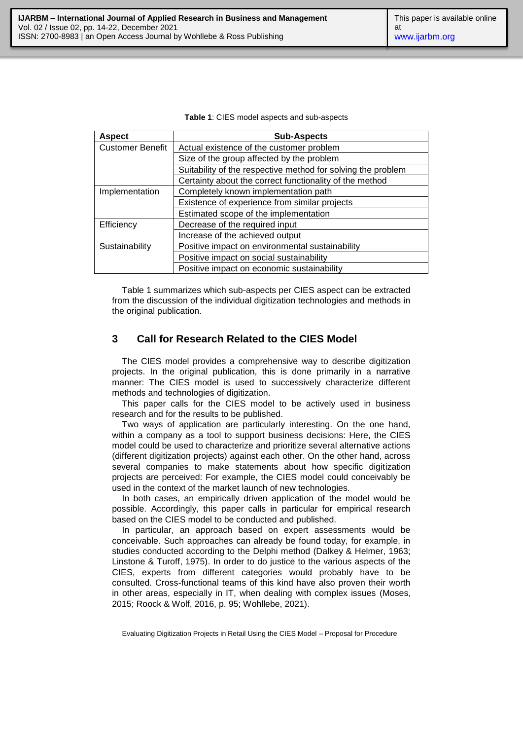**Table 1**: CIES model aspects and sub-aspects

| Aspect | Sub-Aspects |
|---|---|
| Customer Benefit | Actual existence of the customer problem |
| | Size of the group affected by the problem |
| | Suitability of the respective method for solving the problem |
| | Certainty about the correct functionality of the method |
| Implementation | Completely known implementation path |
| | Existence of experience from similar projects |
| | Estimated scope of the implementation |
| Efficiency | Decrease of the required input |
| | Increase of the achieved output |
| Sustainability | Positive impact on environmental sustainability |
| | Positive impact on social sustainability |
| | Positive impact on economic sustainability |

Table 1 summarizes which sub-aspects per CIES aspect can be extracted from the discussion of the individual digitization technologies and methods in the original publication.

## 3 Call for Research Related to the CIES Model

The CIES model provides a comprehensive way to describe digitization projects. In the original publication, this is done primarily in a narrative manner: The CIES model is used to successively characterize different methods and technologies of digitization.

This paper calls for the CIES model to be actively used in business research and for the results to be published.

Two ways of application are particularly interesting. On the one hand, within a company as a tool to support business decisions: Here, the CIES model could be used to characterize and prioritize several alternative actions (different digitization projects) against each other. On the other hand, across several companies to make statements about how specific digitization projects are perceived: For example, the CIES model could conceivably be used in the context of the market launch of new technologies.

In both cases, an empirically driven application of the model would be possible. Accordingly, this paper calls in particular for empirical research based on the CIES model to be conducted and published.

In particular, an approach based on expert assessments would be conceivable. Such approaches can already be found today, for example, in studies conducted according to the Delphi method (Dalkey & Helmer, 1963; Linstone & Turoff, 1975). In order to do justice to the various aspects of the CIES, experts from different categories would probably have to be consulted. Cross-functional teams of this kind have also proven their worth in other areas, especially in IT, when dealing with complex issues (Moses, 2015; Roock & Wolf, 2016, p. 95; Wohllebe, 2021).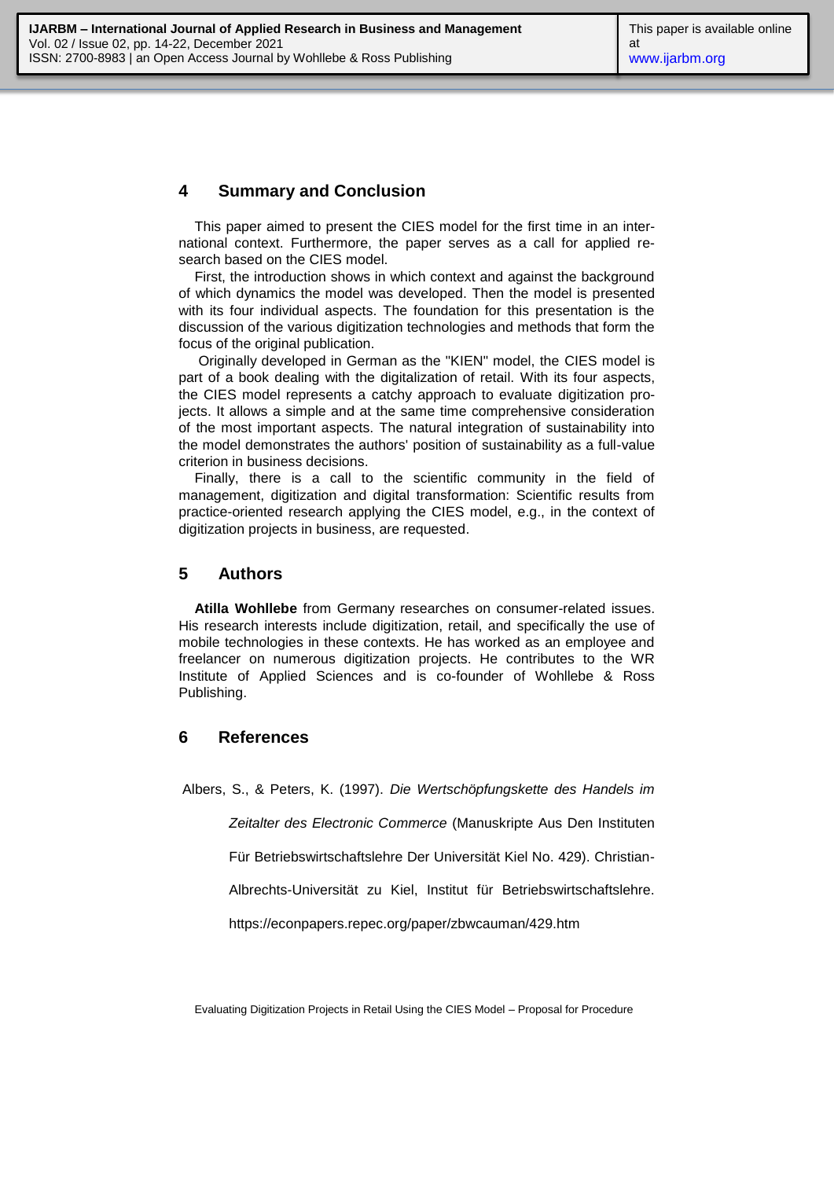## 4 Summary and Conclusion

This paper aimed to present the CIES model for the first time in an international context. Furthermore, the paper serves as a call for applied research based on the CIES model.

First, the introduction shows in which context and against the background of which dynamics the model was developed. Then the model is presented with its four individual aspects. The foundation for this presentation is the discussion of the various digitization technologies and methods that form the focus of the original publication.

Originally developed in German as the "KIEN" model, the CIES model is part of a book dealing with the digitalization of retail. With its four aspects, the CIES model represents a catchy approach to evaluate digitization projects. It allows a simple and at the same time comprehensive consideration of the most important aspects. The natural integration of sustainability into the model demonstrates the authors' position of sustainability as a full-value criterion in business decisions.

Finally, there is a call to the scientific community in the field of management, digitization and digital transformation: Scientific results from practice-oriented research applying the CIES model, e.g., in the context of digitization projects in business, are requested.

## 5 Authors

**Atilla Wohllebe** from Germany researches on consumer-related issues. His research interests include digitization, retail, and specifically the use of mobile technologies in these contexts. He has worked as an employee and freelancer on numerous digitization projects. He contributes to the WR Institute of Applied Sciences and is co-founder of Wohllebe & Ross Publishing.

## 6 References

Albers, S., & Peters, K. (1997). *Die Wertschöpfungskette des Handels im Zeitalter des Electronic Commerce* (Manuskripte Aus Den Instituten Für Betriebswirtschaftslehre Der Universität Kiel No. 429). Christian-Albrechts-Universität zu Kiel, Institut für Betriebswirtschaftslehre. https://econpapers.repec.org/paper/zbwcauman/429.htm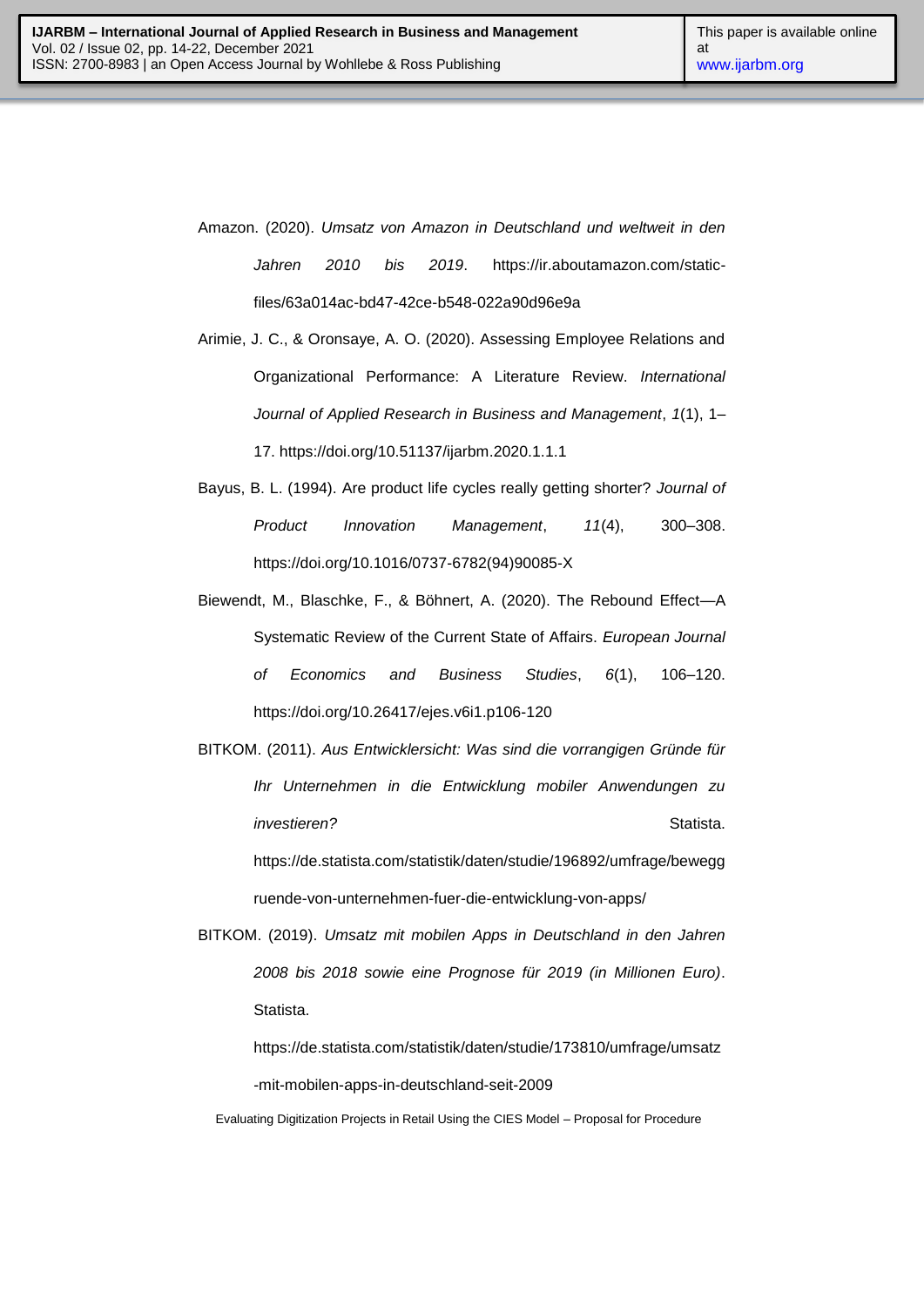Amazon. (2020). *Umsatz von Amazon in Deutschland und weltweit in den Jahren 2010 bis 2019*. https://ir.aboutamazon.com/static-files/63a014ac-bd47-42ce-b548-022a90d96e9a

Arimie, J. C., & Oronsaye, A. O. (2020). Assessing Employee Relations and Organizational Performance: A Literature Review. *International Journal of Applied Research in Business and Management*, *1*(1), 1–17. https://doi.org/10.51137/ijarbm.2020.1.1.1

Bayus, B. L. (1994). Are product life cycles really getting shorter? *Journal of Product Innovation Management*, *11*(4), 300–308. https://doi.org/10.1016/0737-6782(94)90085-X

Biewendt, M., Blaschke, F., & Böhnert, A. (2020). The Rebound Effect—A Systematic Review of the Current State of Affairs. *European Journal of Economics and Business Studies*, *6*(1), 106–120. https://doi.org/10.26417/ejes.v6i1.p106-120

BITKOM. (2011). *Aus Entwicklersicht: Was sind die vorrangigen Gründe für Ihr Unternehmen in die Entwicklung mobiler Anwendungen zu investieren?* Statista. https://de.statista.com/statistik/daten/studie/196892/umfrage/beweggruende-von-unternehmen-fuer-die-entwicklung-von-apps/

BITKOM. (2019). *Umsatz mit mobilen Apps in Deutschland in den Jahren 2008 bis 2018 sowie eine Prognose für 2019 (in Millionen Euro)*. Statista. https://de.statista.com/statistik/daten/studie/173810/umfrage/umsatz-mit-mobilen-apps-in-deutschland-seit-2009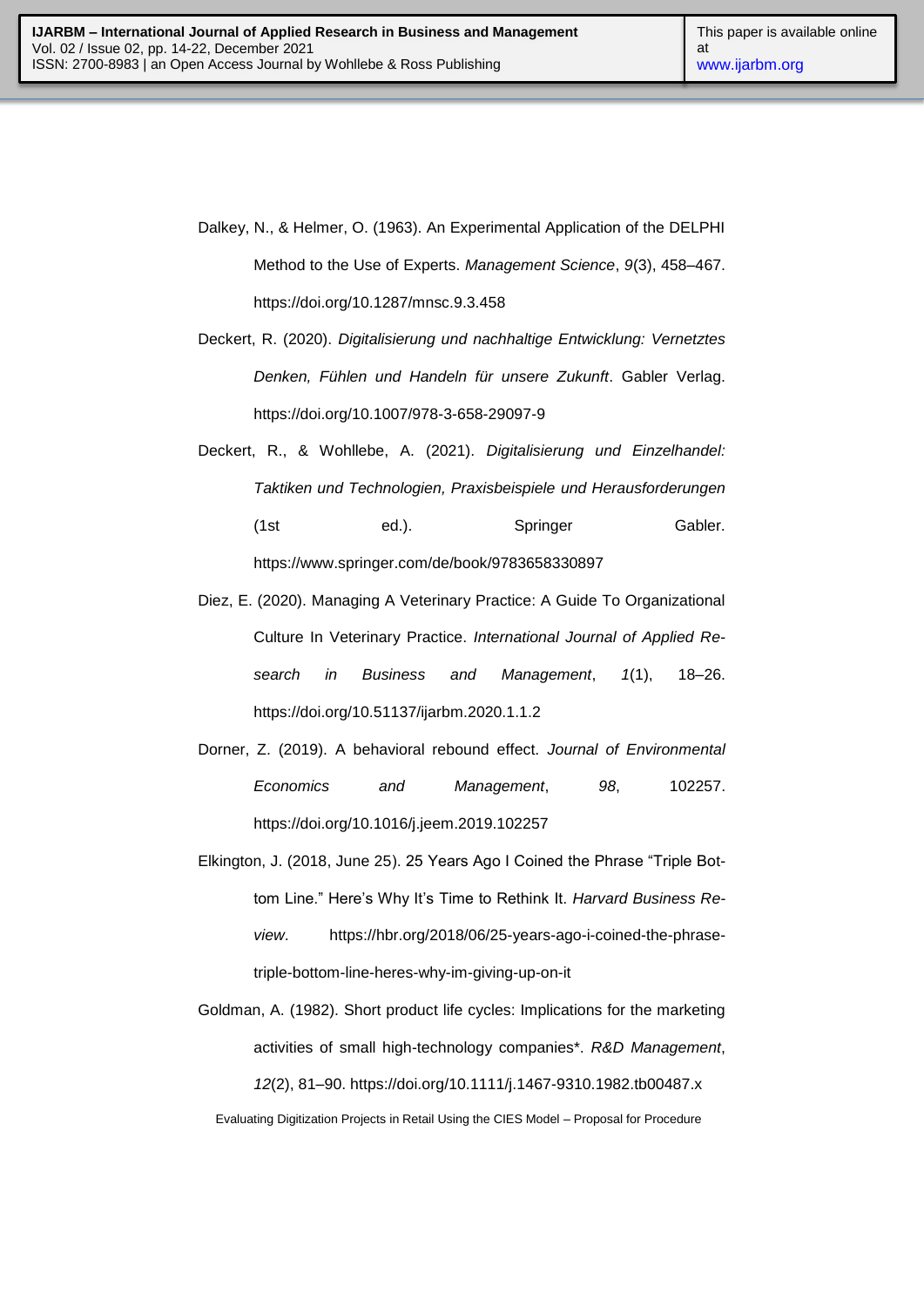Dalkey, N., & Helmer, O. (1963). An Experimental Application of the DELPHI Method to the Use of Experts. *Management Science*, *9*(3), 458–467. https://doi.org/10.1287/mnsc.9.3.458

Deckert, R. (2020). *Digitalisierung und nachhaltige Entwicklung: Vernetztes Denken, Fühlen und Handeln für unsere Zukunft*. Gabler Verlag. https://doi.org/10.1007/978-3-658-29097-9

Deckert, R., & Wohllebe, A. (2021). *Digitalisierung und Einzelhandel: Taktiken und Technologien, Praxisbeispiele und Herausforderungen* (1st ed.). Springer Gabler. https://www.springer.com/de/book/9783658330897

Diez, E. (2020). Managing A Veterinary Practice: A Guide To Organizational Culture In Veterinary Practice. *International Journal of Applied Research in Business and Management*, *1*(1), 18–26. https://doi.org/10.51137/ijarbm.2020.1.1.2

Dorner, Z. (2019). A behavioral rebound effect. *Journal of Environmental Economics and Management*, *98*, 102257. https://doi.org/10.1016/j.jeem.2019.102257

Elkington, J. (2018, June 25). 25 Years Ago I Coined the Phrase "Triple Bottom Line." Here's Why It's Time to Rethink It. *Harvard Business Review*. https://hbr.org/2018/06/25-years-ago-i-coined-the-phrase-triple-bottom-line-heres-why-im-giving-up-on-it

Goldman, A. (1982). Short product life cycles: Implications for the marketing activities of small high-technology companies*. *R&D Management*, *12*(2), 81–90. https://doi.org/10.1111/j.1467-9310.1982.tb00487.x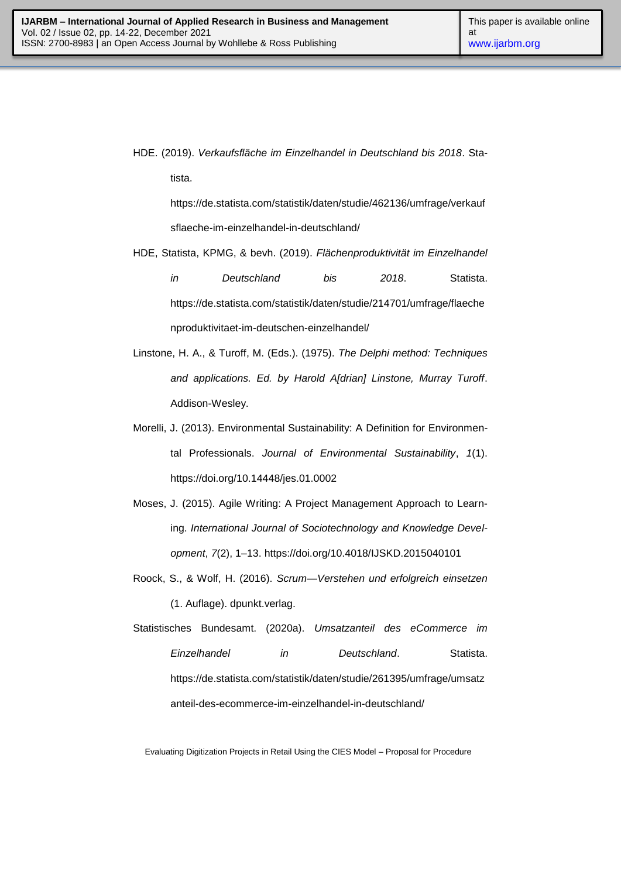HDE. (2019). *Verkaufsfläche im Einzelhandel in Deutschland bis 2018*. Statista. https://de.statista.com/statistik/daten/studie/462136/umfrage/verkaufsflaeche-im-einzelhandel-in-deutschland/

HDE, Statista, KPMG, & bevh. (2019). *Flächenproduktivität im Einzelhandel in Deutschland bis 2018*. Statista. https://de.statista.com/statistik/daten/studie/214701/umfrage/flaechenproduktivitaet-im-deutschen-einzelhandel/

Linstone, H. A., & Turoff, M. (Eds.). (1975). *The Delphi method: Techniques and applications. Ed. by Harold A[drian] Linstone, Murray Turoff*. Addison-Wesley.

Morelli, J. (2013). Environmental Sustainability: A Definition for Environmental Professionals. *Journal of Environmental Sustainability*, *1*(1). https://doi.org/10.14448/jes.01.0002

Moses, J. (2015). Agile Writing: A Project Management Approach to Learning. *International Journal of Sociotechnology and Knowledge Development*, *7*(2), 1–13. https://doi.org/10.4018/IJSKD.2015040101

Roock, S., & Wolf, H. (2016). *Scrum—Verstehen und erfolgreich einsetzen* (1. Auflage). dpunkt.verlag.

Statistisches Bundesamt. (2020a). *Umsatzanteil des eCommerce im Einzelhandel in Deutschland*. Statista. https://de.statista.com/statistik/daten/studie/261395/umfrage/umsatzanteil-des-ecommerce-im-einzelhandel-in-deutschland/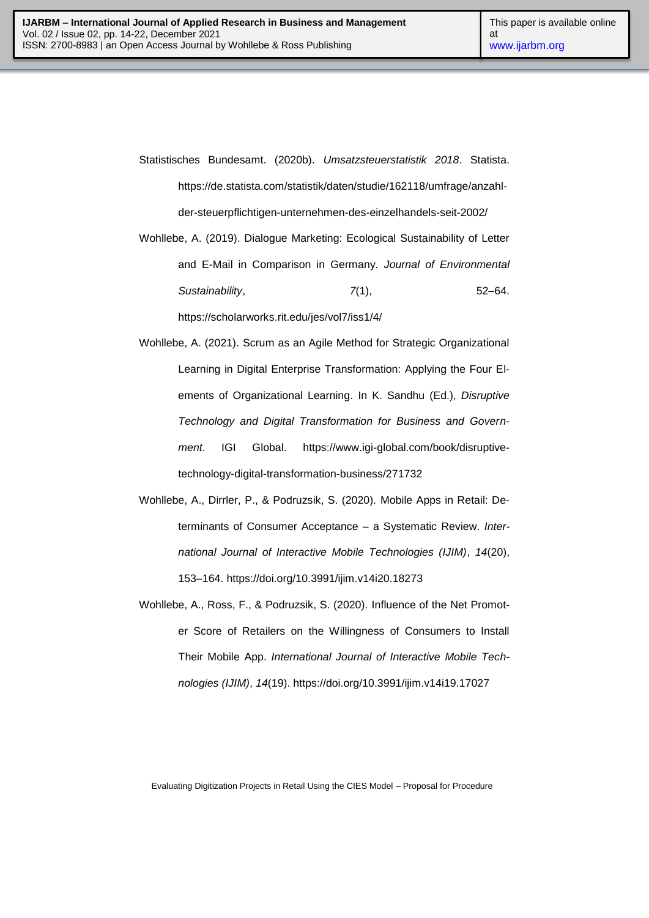Statistisches Bundesamt. (2020b). *Umsatzsteuerstatistik 2018*. Statista. https://de.statista.com/statistik/daten/studie/162118/umfrage/anzahl-der-steuerpflichtigen-unternehmen-des-einzelhandels-seit-2002/

Wohllebe, A. (2019). Dialogue Marketing: Ecological Sustainability of Letter and E-Mail in Comparison in Germany. *Journal of Environmental Sustainability*, *7*(1), 52–64. https://scholarworks.rit.edu/jes/vol7/iss1/4/

Wohllebe, A. (2021). Scrum as an Agile Method for Strategic Organizational Learning in Digital Enterprise Transformation: Applying the Four Elements of Organizational Learning. In K. Sandhu (Ed.), *Disruptive Technology and Digital Transformation for Business and Government*. IGI Global. https://www.igi-global.com/book/disruptive-technology-digital-transformation-business/271732

Wohllebe, A., Dirrler, P., & Podruzsik, S. (2020). Mobile Apps in Retail: Determinants of Consumer Acceptance – a Systematic Review. *International Journal of Interactive Mobile Technologies (IJIM)*, *14*(20), 153–164. https://doi.org/10.3991/ijim.v14i20.18273

Wohllebe, A., Ross, F., & Podruzsik, S. (2020). Influence of the Net Promoter Score of Retailers on the Willingness of Consumers to Install Their Mobile App. *International Journal of Interactive Mobile Technologies (IJIM)*, *14*(19). https://doi.org/10.3991/ijim.v14i19.17027